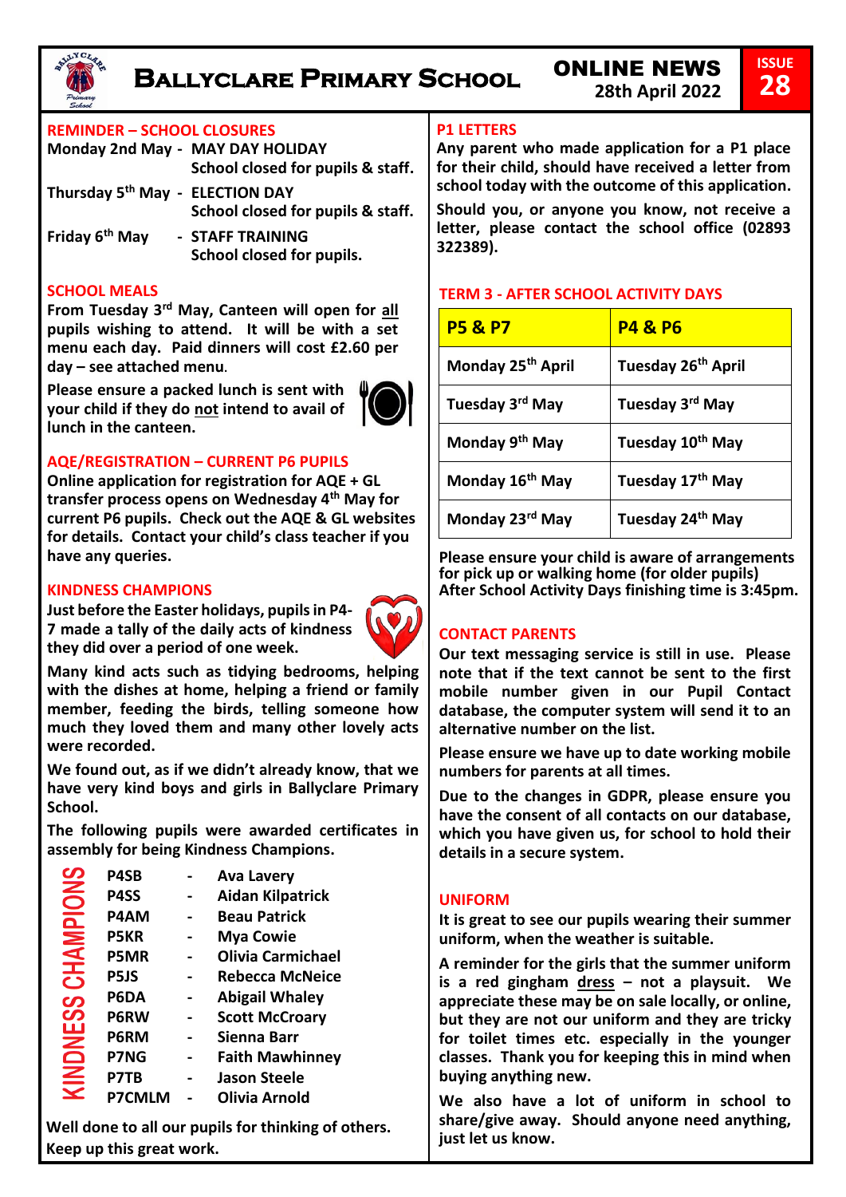# Ballyclare Primary School

**ONLINE NEWS**
**28th April 2022**

**ISSUE 28**

## REMINDER – SCHOOL CLOSURES

**Monday 2nd May - MAY DAY HOLIDAY**
**School closed for pupils & staff.**

**Thursday 5th May - ELECTION DAY**
**School closed for pupils & staff.**

**Friday 6th May - STAFF TRAINING**
**School closed for pupils.**

## SCHOOL MEALS

**From Tuesday 3rd May, Canteen will open for all pupils wishing to attend. It will be with a set menu each day. Paid dinners will cost £2.60 per day – see attached menu.**

**Please ensure a packed lunch is sent with your child if they do not intend to avail of lunch in the canteen.**

## AQE/REGISTRATION – CURRENT P6 PUPILS

**Online application for registration for AQE + GL transfer process opens on Wednesday 4th May for current P6 pupils. Check out the AQE & GL websites for details. Contact your child's class teacher if you have any queries.**

## KINDNESS CHAMPIONS

**Just before the Easter holidays, pupils in P4-7 made a tally of the daily acts of kindness they did over a period of one week.**

**Many kind acts such as tidying bedrooms, helping with the dishes at home, helping a friend or family member, feeding the birds, telling someone how much they loved them and many other lovely acts were recorded.**

**We found out, as if we didn't already know, that we have very kind boys and girls in Ballyclare Primary School.**

**The following pupils were awarded certificates in assembly for being Kindness Champions.**

**KINDNESS CHAMPIONS**

- **P4SB - Ava Lavery**
- **P4SS - Aidan Kilpatrick**
- **P4AM - Beau Patrick**
- **P5KR - Mya Cowie**
- **P5MR - Olivia Carmichael**
- **P5JS - Rebecca McNeice**
- **P6DA - Abigail Whaley**
- **P6RW - Scott McCroary**
- **P6RM - Sienna Barr**
- **P7NG - Faith Mawhinney**
- **P7TB - Jason Steele**
- **P7CMLM - Olivia Arnold**

**Well done to all our pupils for thinking of others. Keep up this great work.**

## P1 LETTERS

**Any parent who made application for a P1 place for their child, should have received a letter from school today with the outcome of this application.**

**Should you, or anyone you know, not receive a letter, please contact the school office (02893 322389).**

## TERM 3 - AFTER SCHOOL ACTIVITY DAYS

| P5 & P7 | P4 & P6 |
|---|---|
| Monday 25th April | Tuesday 26th April |
| Tuesday 3rd May | Tuesday 3rd May |
| Monday 9th May | Tuesday 10th May |
| Monday 16th May | Tuesday 17th May |
| Monday 23rd May | Tuesday 24th May |

**Please ensure your child is aware of arrangements for pick up or walking home (for older pupils) After School Activity Days finishing time is 3:45pm.**

## CONTACT PARENTS

**Our text messaging service is still in use. Please note that if the text cannot be sent to the first mobile number given in our Pupil Contact database, the computer system will send it to an alternative number on the list.**

**Please ensure we have up to date working mobile numbers for parents at all times.**

**Due to the changes in GDPR, please ensure you have the consent of all contacts on our database, which you have given us, for school to hold their details in a secure system.**

## UNIFORM

**It is great to see our pupils wearing their summer uniform, when the weather is suitable.**

**A reminder for the girls that the summer uniform is a red gingham dress – not a playsuit. We appreciate these may be on sale locally, or online, but they are not our uniform and they are tricky for toilet times etc. especially in the younger classes. Thank you for keeping this in mind when buying anything new.**

**We also have a lot of uniform in school to share/give away. Should anyone need anything, just let us know.**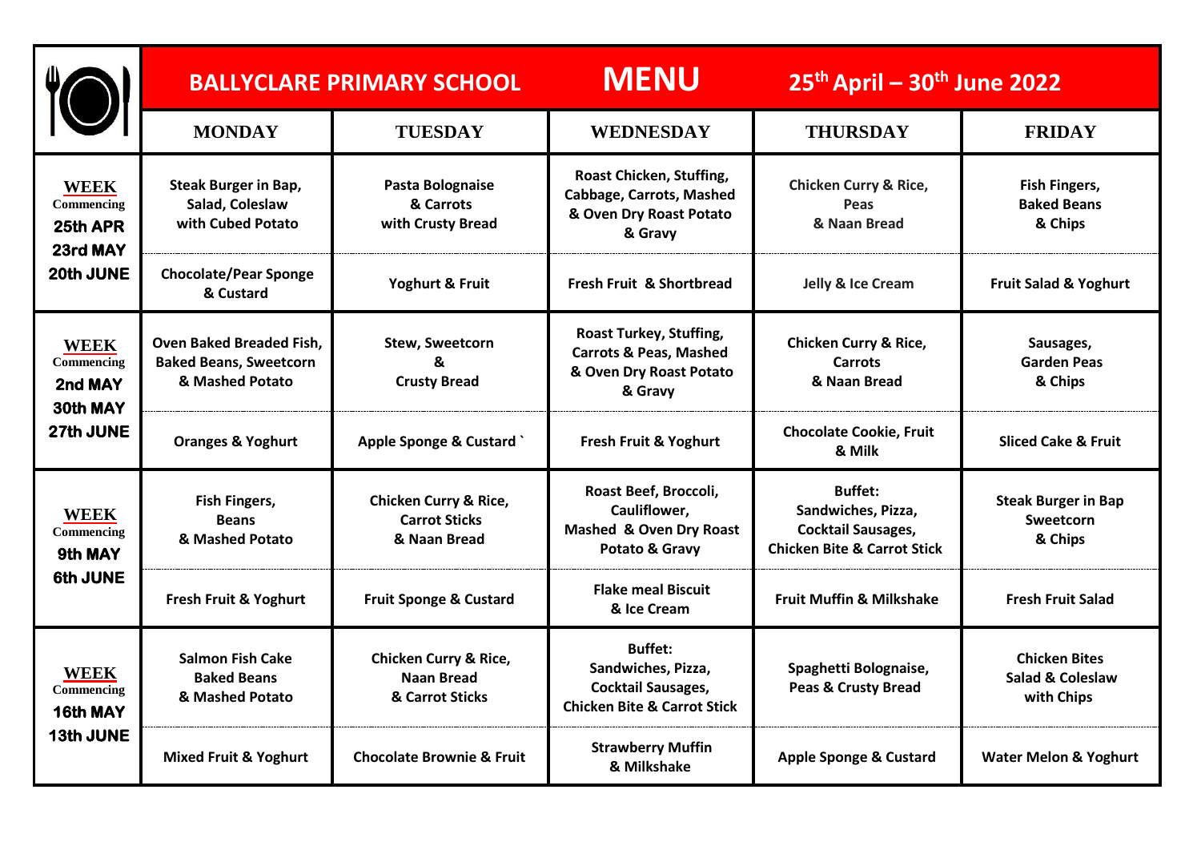# BALLYCLARE PRIMARY SCHOOL MENU 25th April – 30th June 2022

| | MONDAY | TUESDAY | WEDNESDAY | THURSDAY | FRIDAY |
|---|---|---|---|---|---|
| **WEEK** Commencing 25th APR 23rd MAY 20th JUNE | Steak Burger in Bap, Salad, Coleslaw with Cubed Potato | Pasta Bolognaise & Carrots with Crusty Bread | Roast Chicken, Stuffing, Cabbage, Carrots, Mashed & Oven Dry Roast Potato & Gravy | Chicken Curry & Rice, Peas & Naan Bread | Fish Fingers, Baked Beans & Chips |
| | Chocolate/Pear Sponge & Custard | Yoghurt & Fruit | Fresh Fruit & Shortbread | Jelly & Ice Cream | Fruit Salad & Yoghurt |
| **WEEK** Commencing 2nd MAY 30th MAY 27th JUNE | Oven Baked Breaded Fish, Baked Beans, Sweetcorn & Mashed Potato | Stew, Sweetcorn & Crusty Bread | Roast Turkey, Stuffing, Carrots & Peas, Mashed & Oven Dry Roast Potato & Gravy | Chicken Curry & Rice, Carrots & Naan Bread | Sausages, Garden Peas & Chips |
| | Oranges & Yoghurt | Apple Sponge & Custard ` | Fresh Fruit & Yoghurt | Chocolate Cookie, Fruit & Milk | Sliced Cake & Fruit |
| **WEEK** Commencing 9th MAY 6th JUNE | Fish Fingers, Beans & Mashed Potato | Chicken Curry & Rice, Carrot Sticks & Naan Bread | Roast Beef, Broccoli, Cauliflower, Mashed & Oven Dry Roast Potato & Gravy | Buffet: Sandwiches, Pizza, Cocktail Sausages, Chicken Bite & Carrot Stick | Steak Burger in Bap Sweetcorn & Chips |
| | Fresh Fruit & Yoghurt | Fruit Sponge & Custard | Flake meal Biscuit & Ice Cream | Fruit Muffin & Milkshake | Fresh Fruit Salad |
| **WEEK** Commencing 16th MAY 13th JUNE | Salmon Fish Cake Baked Beans & Mashed Potato | Chicken Curry & Rice, Naan Bread & Carrot Sticks | Buffet: Sandwiches, Pizza, Cocktail Sausages, Chicken Bite & Carrot Stick | Spaghetti Bolognaise, Peas & Crusty Bread | Chicken Bites Salad & Coleslaw with Chips |
| | Mixed Fruit & Yoghurt | Chocolate Brownie & Fruit | Strawberry Muffin & Milkshake | Apple Sponge & Custard | Water Melon & Yoghurt |